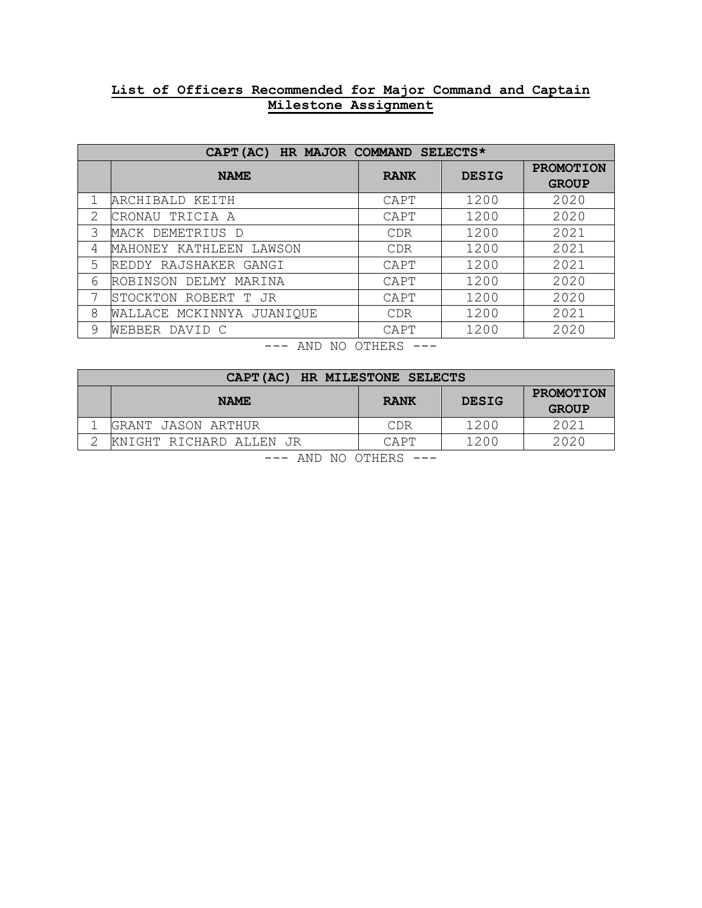## List of Officers Recommended for Major Command and Captain Milestone Assignment

| CAPT(AC) HR MAJOR COMMAND SELECTS* | | | | |
|---|---|---|---|---|
| | **NAME** | **RANK** | **DESIG** | **PROMOTION GROUP** |
| 1 | ARCHIBALD KEITH | CAPT | 1200 | 2020 |
| 2 | CRONAU TRICIA A | CAPT | 1200 | 2020 |
| 3 | MACK DEMETRIUS D | CDR | 1200 | 2021 |
| 4 | MAHONEY KATHLEEN LAWSON | CDR | 1200 | 2021 |
| 5 | REDDY RAJSHAKER GANGI | CAPT | 1200 | 2021 |
| 6 | ROBINSON DELMY MARINA | CAPT | 1200 | 2020 |
| 7 | STOCKTON ROBERT T JR | CAPT | 1200 | 2020 |
| 8 | WALLACE MCKINNYA JUANIQUE | CDR | 1200 | 2021 |
| 9 | WEBBER DAVID C | CAPT | 1200 | 2020 |

--- AND NO OTHERS ---

| CAPT(AC) HR MILESTONE SELECTS | | | | |
|---|---|---|---|---|
| | **NAME** | **RANK** | **DESIG** | **PROMOTION GROUP** |
| 1 | GRANT JASON ARTHUR | CDR | 1200 | 2021 |
| 2 | KNIGHT RICHARD ALLEN JR | CAPT | 1200 | 2020 |

--- AND NO OTHERS ---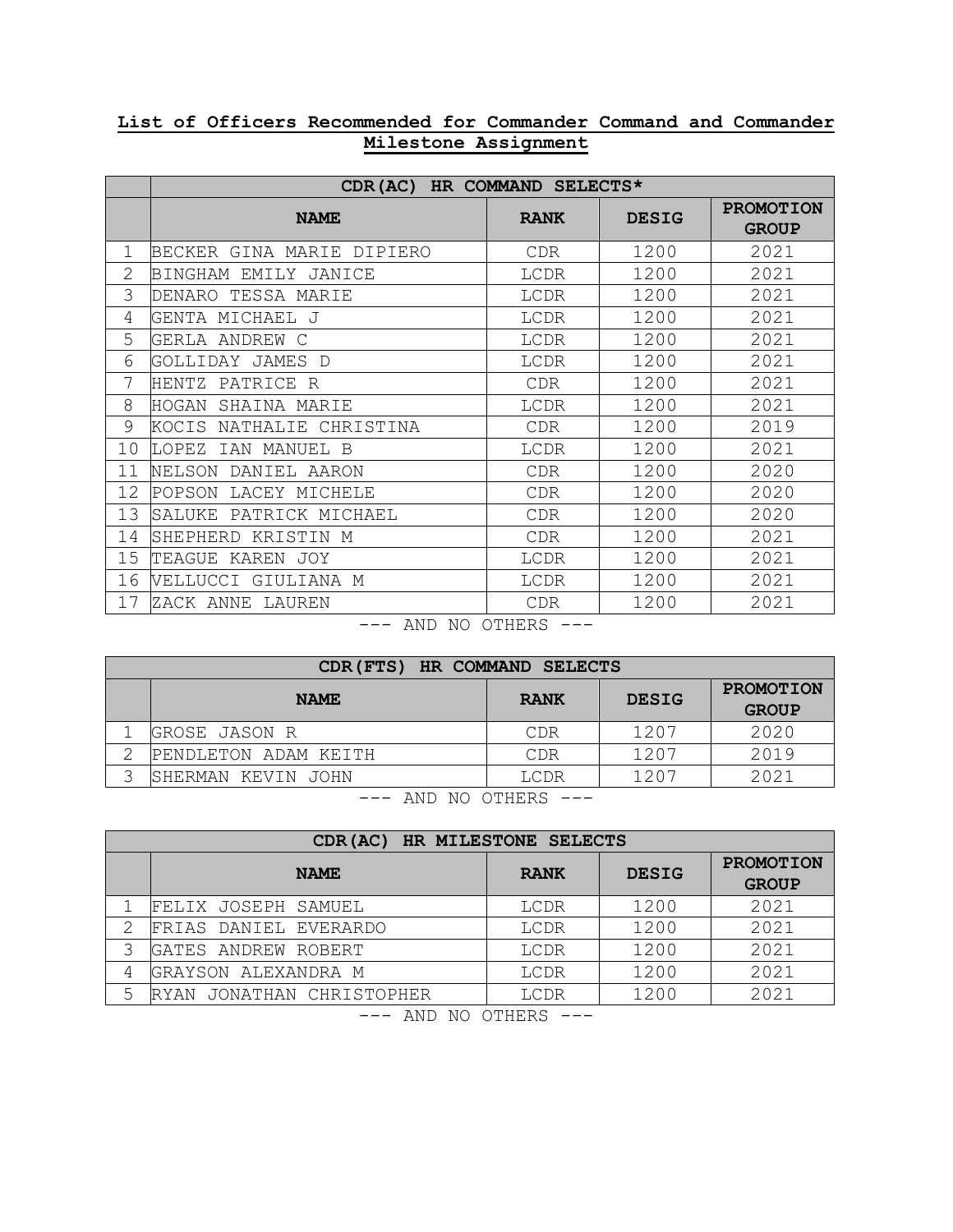**List of Officers Recommended for Commander Command and Commander Milestone Assignment**

| | **CDR(AC) HR COMMAND SELECTS*** | | | |
|---|---|---|---|---|
| | **NAME** | **RANK** | **DESIG** | **PROMOTION GROUP** |
| 1 | BECKER GINA MARIE DIPIERO | CDR | 1200 | 2021 |
| 2 | BINGHAM EMILY JANICE | LCDR | 1200 | 2021 |
| 3 | DENARO TESSA MARIE | LCDR | 1200 | 2021 |
| 4 | GENTA MICHAEL J | LCDR | 1200 | 2021 |
| 5 | GERLA ANDREW C | LCDR | 1200 | 2021 |
| 6 | GOLLIDAY JAMES D | LCDR | 1200 | 2021 |
| 7 | HENTZ PATRICE R | CDR | 1200 | 2021 |
| 8 | HOGAN SHAINA MARIE | LCDR | 1200 | 2021 |
| 9 | KOCIS NATHALIE CHRISTINA | CDR | 1200 | 2019 |
| 10 | LOPEZ IAN MANUEL B | LCDR | 1200 | 2021 |
| 11 | NELSON DANIEL AARON | CDR | 1200 | 2020 |
| 12 | POPSON LACEY MICHELE | CDR | 1200 | 2020 |
| 13 | SALUKE PATRICK MICHAEL | CDR | 1200 | 2020 |
| 14 | SHEPHERD KRISTIN M | CDR | 1200 | 2021 |
| 15 | TEAGUE KAREN JOY | LCDR | 1200 | 2021 |
| 16 | VELLUCCI GIULIANA M | LCDR | 1200 | 2021 |
| 17 | ZACK ANNE LAUREN | CDR | 1200 | 2021 |

--- AND NO OTHERS ---

| | **CDR(FTS) HR COMMAND SELECTS** | | | |
|---|---|---|---|---|
| | **NAME** | **RANK** | **DESIG** | **PROMOTION GROUP** |
| 1 | GROSE JASON R | CDR | 1207 | 2020 |
| 2 | PENDLETON ADAM KEITH | CDR | 1207 | 2019 |
| 3 | SHERMAN KEVIN JOHN | LCDR | 1207 | 2021 |

--- AND NO OTHERS ---

| | **CDR(AC) HR MILESTONE SELECTS** | | | |
|---|---|---|---|---|
| | **NAME** | **RANK** | **DESIG** | **PROMOTION GROUP** |
| 1 | FELIX JOSEPH SAMUEL | LCDR | 1200 | 2021 |
| 2 | FRIAS DANIEL EVERARDO | LCDR | 1200 | 2021 |
| 3 | GATES ANDREW ROBERT | LCDR | 1200 | 2021 |
| 4 | GRAYSON ALEXANDRA M | LCDR | 1200 | 2021 |
| 5 | RYAN JONATHAN CHRISTOPHER | LCDR | 1200 | 2021 |

--- AND NO OTHERS ---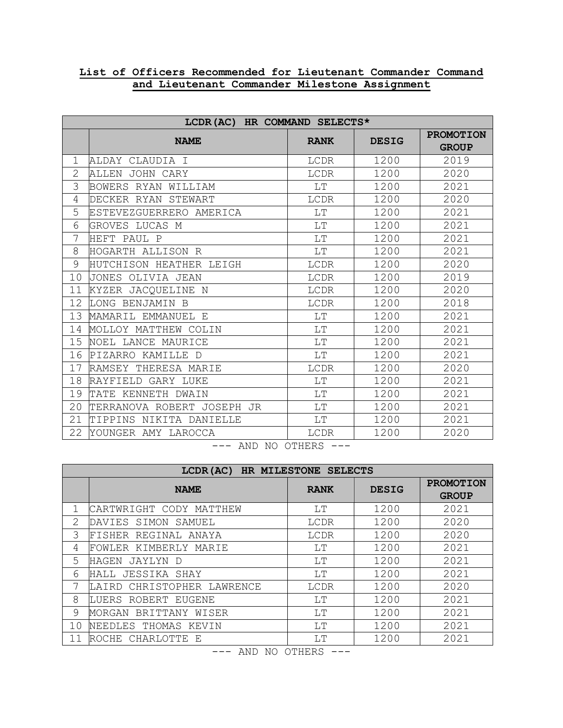**List of Officers Recommended for Lieutenant Commander Command and Lieutenant Commander Milestone Assignment**

| LCDR(AC) HR COMMAND SELECTS* | | | | |
|---|---|---|---|---|
| | **NAME** | **RANK** | **DESIG** | **PROMOTION GROUP** |
| 1 | ALDAY CLAUDIA I | LCDR | 1200 | 2019 |
| 2 | ALLEN JOHN CARY | LCDR | 1200 | 2020 |
| 3 | BOWERS RYAN WILLIAM | LT | 1200 | 2021 |
| 4 | DECKER RYAN STEWART | LCDR | 1200 | 2020 |
| 5 | ESTEVEZGUERRERO AMERICA | LT | 1200 | 2021 |
| 6 | GROVES LUCAS M | LT | 1200 | 2021 |
| 7 | HEFT PAUL P | LT | 1200 | 2021 |
| 8 | HOGARTH ALLISON R | LT | 1200 | 2021 |
| 9 | HUTCHISON HEATHER LEIGH | LCDR | 1200 | 2020 |
| 10 | JONES OLIVIA JEAN | LCDR | 1200 | 2019 |
| 11 | KYZER JACQUELINE N | LCDR | 1200 | 2020 |
| 12 | LONG BENJAMIN B | LCDR | 1200 | 2018 |
| 13 | MAMARIL EMMANUEL E | LT | 1200 | 2021 |
| 14 | MOLLOY MATTHEW COLIN | LT | 1200 | 2021 |
| 15 | NOEL LANCE MAURICE | LT | 1200 | 2021 |
| 16 | PIZARRO KAMILLE D | LT | 1200 | 2021 |
| 17 | RAMSEY THERESA MARIE | LCDR | 1200 | 2020 |
| 18 | RAYFIELD GARY LUKE | LT | 1200 | 2021 |
| 19 | TATE KENNETH DWAIN | LT | 1200 | 2021 |
| 20 | TERRANOVA ROBERT JOSEPH JR | LT | 1200 | 2021 |
| 21 | TIPPINS NIKITA DANIELLE | LT | 1200 | 2021 |
| 22 | YOUNGER AMY LAROCCA | LCDR | 1200 | 2020 |

--- AND NO OTHERS ---

| LCDR(AC) HR MILESTONE SELECTS | | | | |
|---|---|---|---|---|
| | **NAME** | **RANK** | **DESIG** | **PROMOTION GROUP** |
| 1 | CARTWRIGHT CODY MATTHEW | LT | 1200 | 2021 |
| 2 | DAVIES SIMON SAMUEL | LCDR | 1200 | 2020 |
| 3 | FISHER REGINAL ANAYA | LCDR | 1200 | 2020 |
| 4 | FOWLER KIMBERLY MARIE | LT | 1200 | 2021 |
| 5 | HAGEN JAYLYN D | LT | 1200 | 2021 |
| 6 | HALL JESSIKA SHAY | LT | 1200 | 2021 |
| 7 | LAIRD CHRISTOPHER LAWRENCE | LCDR | 1200 | 2020 |
| 8 | LUERS ROBERT EUGENE | LT | 1200 | 2021 |
| 9 | MORGAN BRITTANY WISER | LT | 1200 | 2021 |
| 10 | NEEDLES THOMAS KEVIN | LT | 1200 | 2021 |
| 11 | ROCHE CHARLOTTE E | LT | 1200 | 2021 |

--- AND NO OTHERS ---